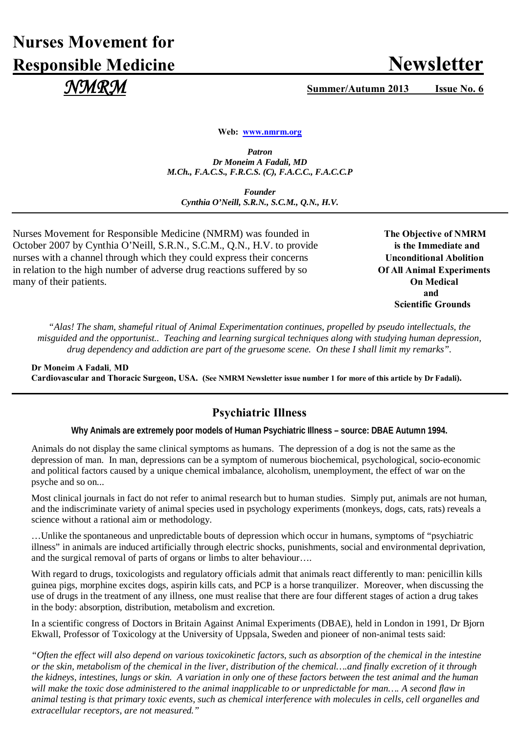# Nurses Movement for Responsible Medicine

# Newsletter

*NMRM*

**Summer/Autumn 2013 Issue No. 6**

**Web: [www.nmrm.org](http://www.nmrm.org)**

***Patron***
***Dr Moneim A Fadali, MD***
***M.Ch., F.A.C.S., F.R.C.S. (C), F.A.C.C., F.A.CC.P***

***Founder***
***Cynthia O'Neill, S.R.N., S.C.M., Q.N., H.V.***

Nurses Movement for Responsible Medicine (NMRM) was founded in October 2007 by Cynthia O'Neill, S.R.N., S.C.M., Q.N., H.V. to provide nurses with a channel through which they could express their concerns in relation to the high number of adverse drug reactions suffered by so many of their patients.

**The Objective of NMRM is the Immediate and Unconditional Abolition Of All Animal Experiments On Medical and Scientific Grounds**

*"Alas! The sham, shameful ritual of Animal Experimentation continues, propelled by pseudo intellectuals, the misguided and the opportunist.. Teaching and learning surgical techniques along with studying human depression, drug dependency and addiction are part of the gruesome scene. On these I shall limit my remarks".*

**Dr Moneim A Fadali**, **MD**
**Cardiovascular and Thoracic Surgeon, USA. (See NMRM Newsletter issue number 1 for more of this article by Dr Fadali).**

## Psychiatric Illness

**Why Animals are extremely poor models of Human Psychiatric Illness – source: DBAE Autumn 1994.**

Animals do not display the same clinical symptoms as humans. The depression of a dog is not the same as the depression of man. In man, depressions can be a symptom of numerous biochemical, psychological, socio-economic and political factors caused by a unique chemical imbalance, alcoholism, unemployment, the effect of war on the psyche and so on...

Most clinical journals in fact do not refer to animal research but to human studies. Simply put, animals are not human, and the indiscriminate variety of animal species used in psychology experiments (monkeys, dogs, cats, rats) reveals a science without a rational aim or methodology.

…Unlike the spontaneous and unpredictable bouts of depression which occur in humans, symptoms of "psychiatric illness" in animals are induced artificially through electric shocks, punishments, social and environmental deprivation, and the surgical removal of parts of organs or limbs to alter behaviour….

With regard to drugs, toxicologists and regulatory officials admit that animals react differently to man: penicillin kills guinea pigs, morphine excites dogs, aspirin kills cats, and PCP is a horse tranquilizer. Moreover, when discussing the use of drugs in the treatment of any illness, one must realise that there are four different stages of action a drug takes in the body: absorption, distribution, metabolism and excretion.

In a scientific congress of Doctors in Britain Against Animal Experiments (DBAE), held in London in 1991, Dr Bjorn Ekwall, Professor of Toxicology at the University of Uppsala, Sweden and pioneer of non-animal tests said:

*"Often the effect will also depend on various toxicokinetic factors, such as absorption of the chemical in the intestine or the skin, metabolism of the chemical in the liver, distribution of the chemical….and finally excretion of it through the kidneys, intestines, lungs or skin. A variation in only one of these factors between the test animal and the human will make the toxic dose administered to the animal inapplicable to or unpredictable for man…. A second flaw in animal testing is that primary toxic events, such as chemical interference with molecules in cells, cell organelles and extracellular receptors, are not measured."*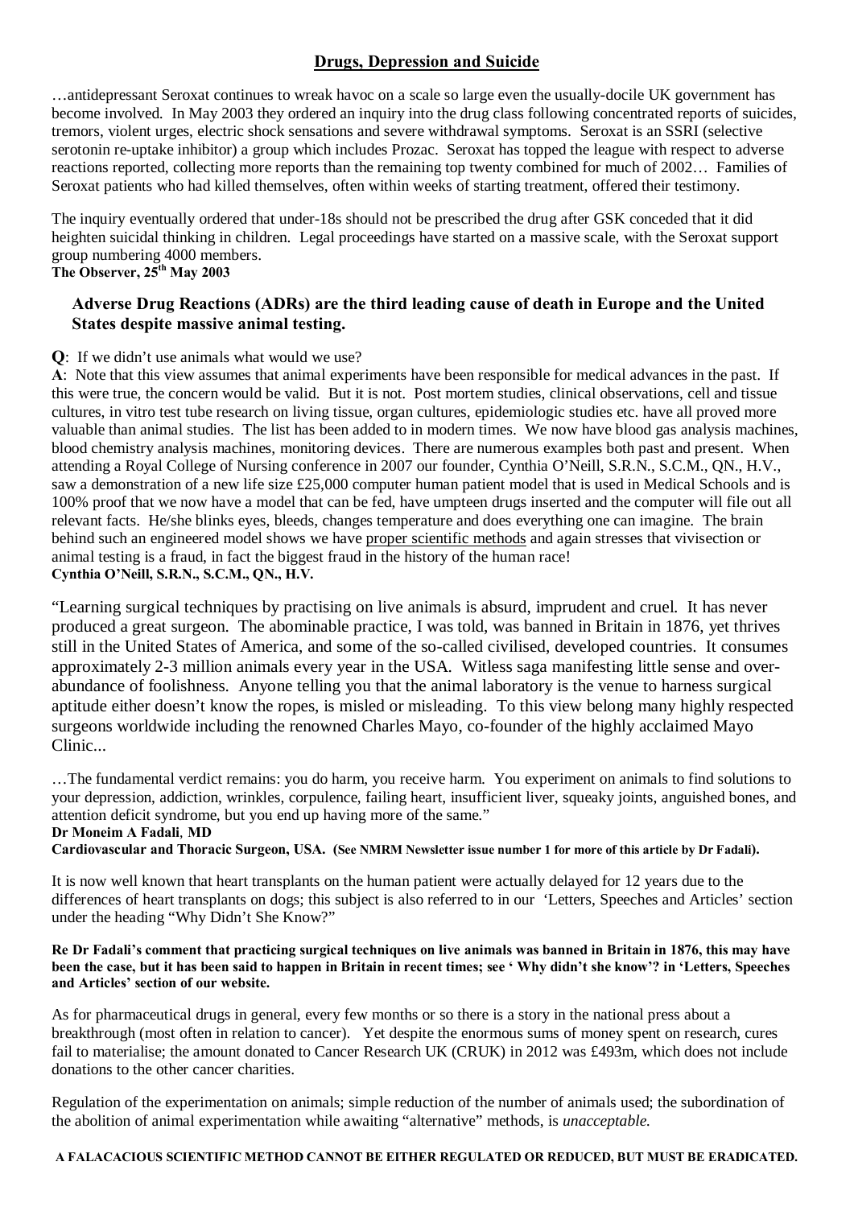## Drugs, Depression and Suicide

…antidepressant Seroxat continues to wreak havoc on a scale so large even the usually-docile UK government has become involved. In May 2003 they ordered an inquiry into the drug class following concentrated reports of suicides, tremors, violent urges, electric shock sensations and severe withdrawal symptoms. Seroxat is an SSRI (selective serotonin re-uptake inhibitor) a group which includes Prozac. Seroxat has topped the league with respect to adverse reactions reported, collecting more reports than the remaining top twenty combined for much of 2002… Families of Seroxat patients who had killed themselves, often within weeks of starting treatment, offered their testimony.

The inquiry eventually ordered that under-18s should not be prescribed the drug after GSK conceded that it did heighten suicidal thinking in children. Legal proceedings have started on a massive scale, with the Seroxat support group numbering 4000 members.
**The Observer, 25th May 2003**

### Adverse Drug Reactions (ADRs) are the third leading cause of death in Europe and the United States despite massive animal testing.

**Q**: If we didn't use animals what would we use?
**A**: Note that this view assumes that animal experiments have been responsible for medical advances in the past. If this were true, the concern would be valid. But it is not. Post mortem studies, clinical observations, cell and tissue cultures, in vitro test tube research on living tissue, organ cultures, epidemiologic studies etc. have all proved more valuable than animal studies. The list has been added to in modern times. We now have blood gas analysis machines, blood chemistry analysis machines, monitoring devices. There are numerous examples both past and present. When attending a Royal College of Nursing conference in 2007 our founder, Cynthia O'Neill, S.R.N., S.C.M., QN., H.V., saw a demonstration of a new life size £25,000 computer human patient model that is used in Medical Schools and is 100% proof that we now have a model that can be fed, have umpteen drugs inserted and the computer will file out all relevant facts. He/she blinks eyes, bleeds, changes temperature and does everything one can imagine. The brain behind such an engineered model shows we have proper scientific methods and again stresses that vivisection or animal testing is a fraud, in fact the biggest fraud in the history of the human race!
**Cynthia O'Neill, S.R.N., S.C.M., QN., H.V.**

"Learning surgical techniques by practising on live animals is absurd, imprudent and cruel. It has never produced a great surgeon. The abominable practice, I was told, was banned in Britain in 1876, yet thrives still in the United States of America, and some of the so-called civilised, developed countries. It consumes approximately 2-3 million animals every year in the USA. Witless saga manifesting little sense and over-abundance of foolishness. Anyone telling you that the animal laboratory is the venue to harness surgical aptitude either doesn't know the ropes, is misled or misleading. To this view belong many highly respected surgeons worldwide including the renowned Charles Mayo, co-founder of the highly acclaimed Mayo Clinic...

…The fundamental verdict remains: you do harm, you receive harm. You experiment on animals to find solutions to your depression, addiction, wrinkles, corpulence, failing heart, insufficient liver, squeaky joints, anguished bones, and attention deficit syndrome, but you end up having more of the same."
**Dr Moneim A Fadali, MD**
**Cardiovascular and Thoracic Surgeon, USA. (See NMRM Newsletter issue number 1 for more of this article by Dr Fadali).**

It is now well known that heart transplants on the human patient were actually delayed for 12 years due to the differences of heart transplants on dogs; this subject is also referred to in our 'Letters, Speeches and Articles' section under the heading "Why Didn't She Know?"

**Re Dr Fadali's comment that practicing surgical techniques on live animals was banned in Britain in 1876, this may have been the case, but it has been said to happen in Britain in recent times; see ' Why didn't she know'? in 'Letters, Speeches and Articles' section of our website.**

As for pharmaceutical drugs in general, every few months or so there is a story in the national press about a breakthrough (most often in relation to cancer). Yet despite the enormous sums of money spent on research, cures fail to materialise; the amount donated to Cancer Research UK (CRUK) in 2012 was £493m, which does not include donations to the other cancer charities.

Regulation of the experimentation on animals; simple reduction of the number of animals used; the subordination of the abolition of animal experimentation while awaiting "alternative" methods, is *unacceptable.*

**A FALACACIOUS SCIENTIFIC METHOD CANNOT BE EITHER REGULATED OR REDUCED, BUT MUST BE ERADICATED.**